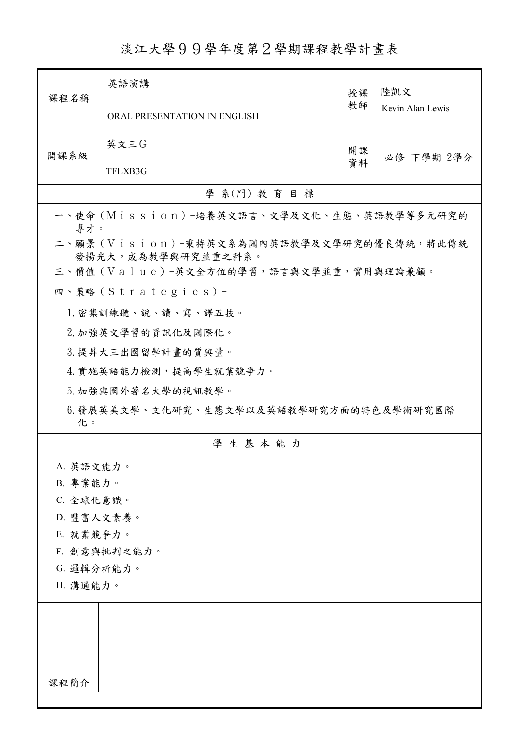# 淡江大學９９學年度第２學期課程教學計畫表

| 課程名稱 | 英語演講 | 授課教師 | 陸凱文 |
| --- | --- | --- | --- |
| | ORAL PRESENTATION IN ENGLISH | | Kevin Alan Lewis |
| 開課系級 | 英文三G | 開課資料 | 必修 下學期 2學分 |
| | TFLXB3G | | |

## 學 系(門) 教 育 目 標

一、使命（Ｍｉｓｓｉｏｎ）–培養英文語言、文學及文化、生態、英語教學等多元研究的專才。

二、願景（Ｖｉｓｉｏｎ）–秉持英文系為國內英語教學及文學研究的優良傳統，將此傳統發揚光大，成為教學與研究並重之科系。

三、價值（Ｖａｌｕｅ）–英文全方位的學習，語言與文學並重，實用與理論兼顧。

四、策略（Ｓｔｒａｔｅｇｉｅｓ）–

1.密集訓練聽、說、讀、寫、譯五技。

2.加強英文學習的資訊化及國際化。

3.提昇大三出國留學計畫的質與量。

4.實施英語能力檢測，提高學生就業競爭力。

5.加強與國外著名大學的視訊教學。

6.發展英美文學、文化研究、生態文學以及英語教學研究方面的特色及學術研究國際化。

## 學 生 基 本 能 力

A. 英語文能力。

B. 專業能力。

C. 全球化意識。

D. 豐富人文素養。

E. 就業競爭力。

F. 創意與批判之能力。

G. 邏輯分析能力。

H. 溝通能力。

| 課程簡介 | |
| --- | --- |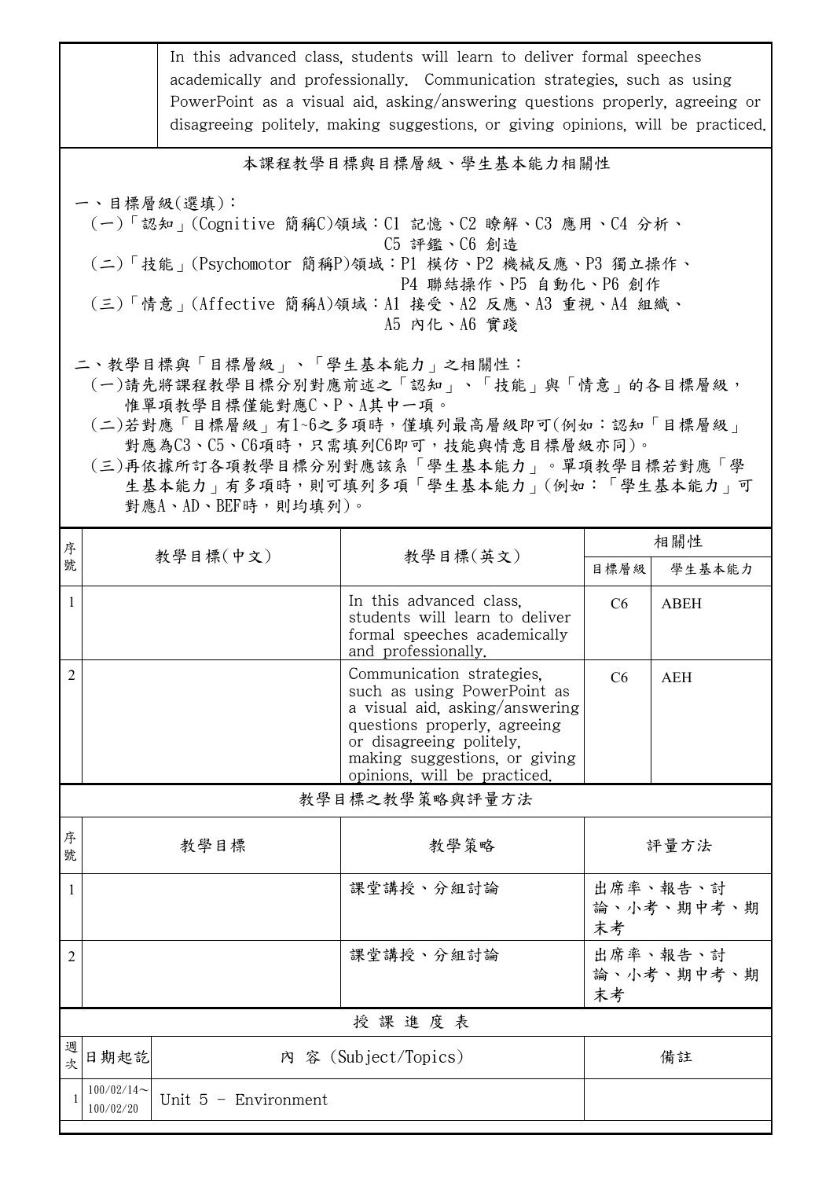| | In this advanced class, students will learn to deliver formal speeches academically and professionally. Communication strategies, such as using PowerPoint as a visual aid, asking/answering questions properly, agreeing or disagreeing politely, making suggestions, or giving opinions, will be practiced. |
|---|---|

## 本課程教學目標與目標層級、學生基本能力相關性

一、目標層級(選填)：

(一)「認知」(Cognitive 簡稱C)領域：C1 記憶、C2 瞭解、C3 應用、C4 分析、C5 評鑑、C6 創造

(二)「技能」(Psychomotor 簡稱P)領域：P1 模仿、P2 機械反應、P3 獨立操作、P4 聯結操作、P5 自動化、P6 創作

(三)「情意」(Affective 簡稱A)領域：A1 接受、A2 反應、A3 重視、A4 組織、A5 內化、A6 實踐

二、教學目標與「目標層級」、「學生基本能力」之相關性：

(一)請先將課程教學目標分別對應前述之「認知」、「技能」與「情意」的各目標層級，惟單項教學目標僅能對應C、P、A其中一項。

(二)若對應「目標層級」有1~6之多項時，僅填列最高層級即可(例如：認知「目標層級」對應為C3、C5、C6項時，只需填列C6即可，技能與情意目標層級亦同)。

(三)再依據所訂各項教學目標分別對應該系「學生基本能力」。單項教學目標若對應「學生基本能力」有多項時，則可填列多項「學生基本能力」(例如：「學生基本能力」可對應A、AD、BEF時，則均填列)。

| 序號 | 教學目標(中文) | 教學目標(英文) | 相關性 | |
|---|---|---|---|---|
| | | | 目標層級 | 學生基本能力 |
| 1 | | In this advanced class, students will learn to deliver formal speeches academically and professionally. | C6 | ABEH |
| 2 | | Communication strategies, such as using PowerPoint as a visual aid, asking/answering questions properly, agreeing or disagreeing politely, making suggestions, or giving opinions, will be practiced. | C6 | AEH |

## 教學目標之教學策略與評量方法

| 序號 | 教學目標 | 教學策略 | 評量方法 |
|---|---|---|---|
| 1 | | 課堂講授、分組討論 | 出席率、報告、討論、小考、期中考、期末考 |
| 2 | | 課堂講授、分組討論 | 出席率、報告、討論、小考、期中考、期末考 |

## 授課進度表

| 週次 | 日期起訖 | 內 容 (Subject/Topics) | 備註 |
|---|---|---|---|
| 1 | 100/02/14~100/02/20 | Unit 5 - Environment | |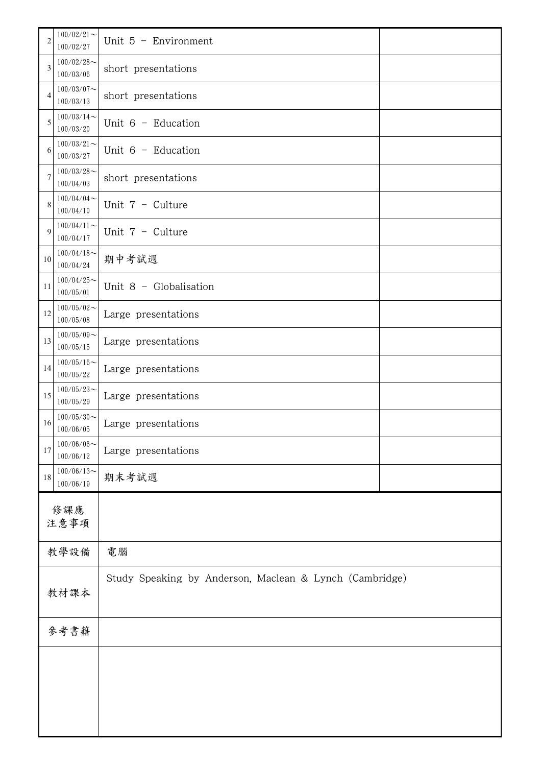| | | | |
|---|---|---|---|
| 2 | 100/02/21～<br>100/02/27 | Unit 5 - Environment | |
| 3 | 100/02/28～<br>100/03/06 | short presentations | |
| 4 | 100/03/07～<br>100/03/13 | short presentations | |
| 5 | 100/03/14～<br>100/03/20 | Unit 6 - Education | |
| 6 | 100/03/21～<br>100/03/27 | Unit 6 - Education | |
| 7 | 100/03/28～<br>100/04/03 | short presentations | |
| 8 | 100/04/04～<br>100/04/10 | Unit 7 - Culture | |
| 9 | 100/04/11～<br>100/04/17 | Unit 7 - Culture | |
| 10 | 100/04/18～<br>100/04/24 | 期中考試週 | |
| 11 | 100/04/25～<br>100/05/01 | Unit 8 - Globalisation | |
| 12 | 100/05/02～<br>100/05/08 | Large presentations | |
| 13 | 100/05/09～<br>100/05/15 | Large presentations | |
| 14 | 100/05/16～<br>100/05/22 | Large presentations | |
| 15 | 100/05/23～<br>100/05/29 | Large presentations | |
| 16 | 100/05/30～<br>100/06/05 | Large presentations | |
| 17 | 100/06/06～<br>100/06/12 | Large presentations | |
| 18 | 100/06/13～<br>100/06/19 | 期末考試週 | |

| | |
|---|---|
| 修課應注意事項 | |
| 教學設備 | 電腦 |
| 教材課本 | Study Speaking by Anderson, Maclean & Lynch (Cambridge) |
| 參考書籍 | |
| | |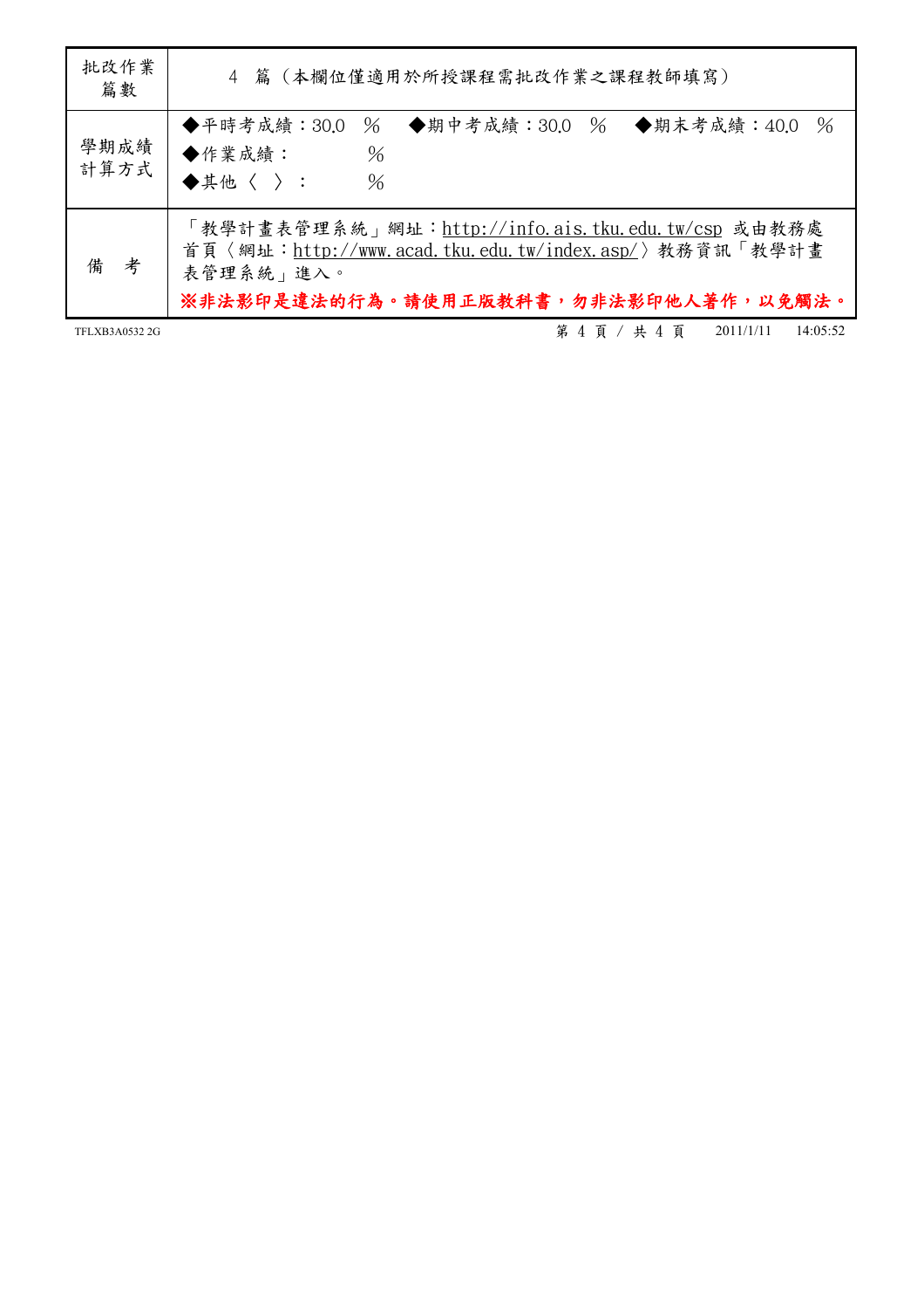| | |
|---|---|
| 批改作業篇數 | 4 篇（本欄位僅適用於所授課程需批改作業之課程教師填寫） |
| 學期成績計算方式 | ◆平時考成績：30.0 ％　◆期中考成績：30.0 ％　◆期末考成績：40.0 ％<br>◆作業成績：　％<br>◆其他〈 〉：　％ |
| 備　考 | 「教學計畫表管理系統」網址：http://info.ais.tku.edu.tw/csp 或由教務處首頁〈網址：http://www.acad.tku.edu.tw/index.asp/〉教務資訊「教學計畫表管理系統」進入。<br>**※非法影印是違法的行為。請使用正版教科書，勿非法影印他人著作，以免觸法。** |

TFLXB3A0532 2G　　2011/1/11　14:05:52